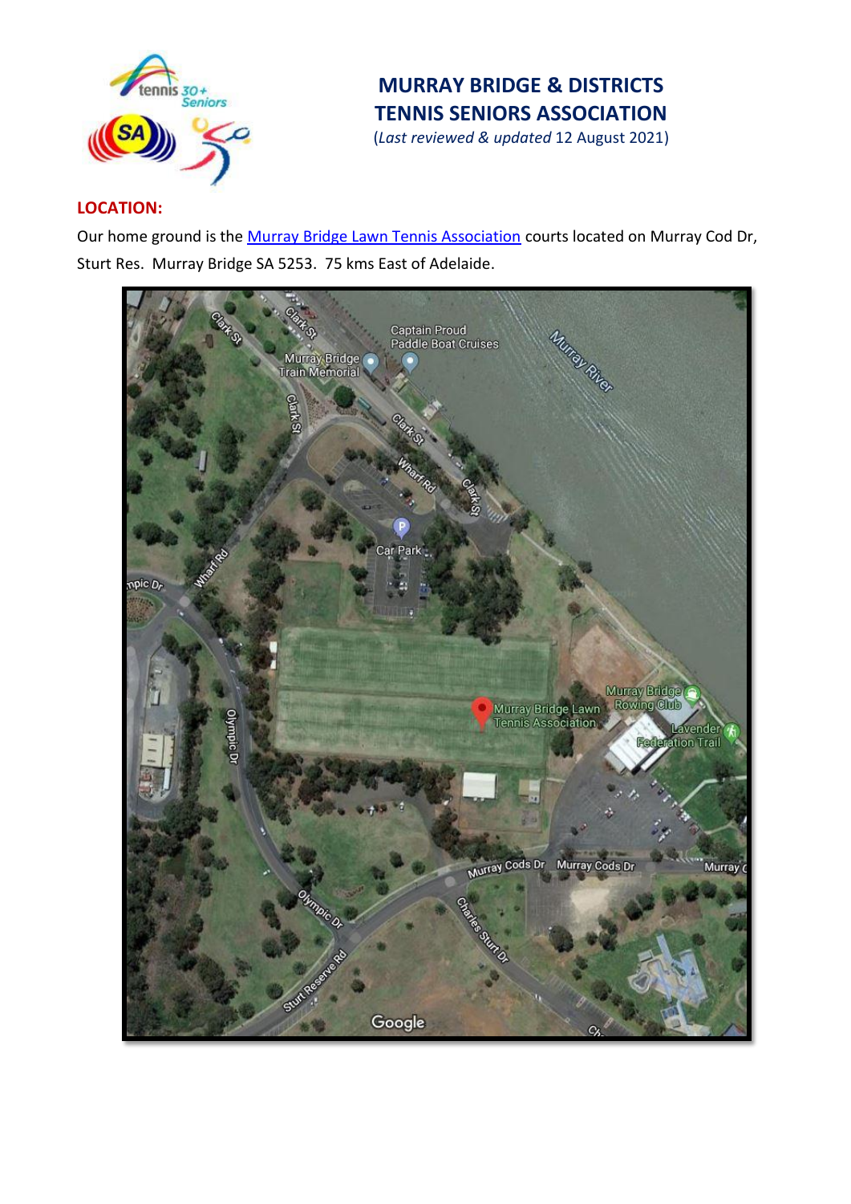# MURRAY BRIDGE & DISTRICTS TENNIS SENIORS ASSOCIATION

(*Last reviewed & updated* 12 August 2021)

**LOCATION:**

Our home ground is the Murray Bridge Lawn Tennis Association courts located on Murray Cod Dr, Sturt Res. Murray Bridge SA 5253. 75 kms East of Adelaide.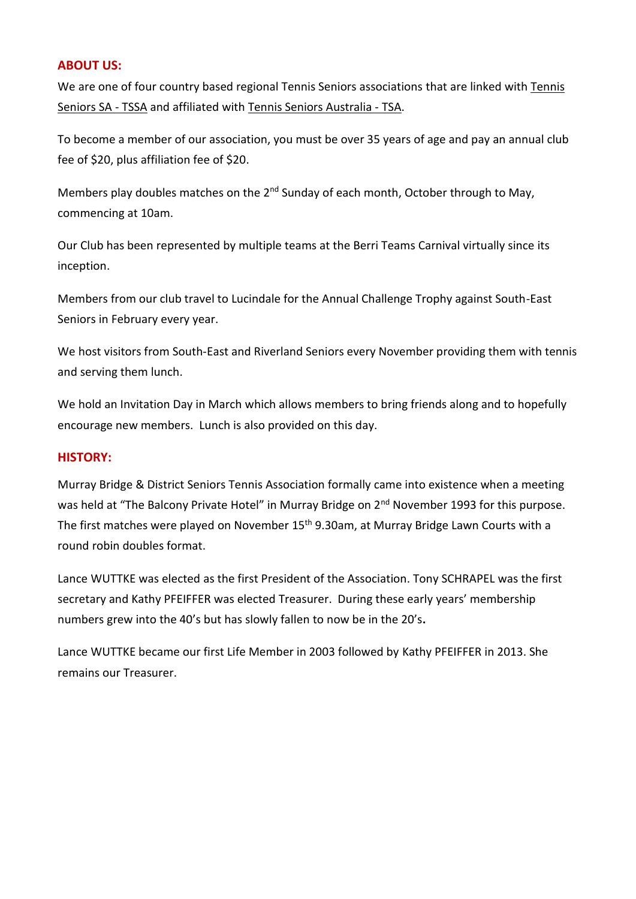## ABOUT US:

We are one of four country based regional Tennis Seniors associations that are linked with Tennis Seniors SA - TSSA and affiliated with Tennis Seniors Australia - TSA.

To become a member of our association, you must be over 35 years of age and pay an annual club fee of $20, plus affiliation fee of $20.

Members play doubles matches on the 2nd Sunday of each month, October through to May, commencing at 10am.

Our Club has been represented by multiple teams at the Berri Teams Carnival virtually since its inception.

Members from our club travel to Lucindale for the Annual Challenge Trophy against South-East Seniors in February every year.

We host visitors from South-East and Riverland Seniors every November providing them with tennis and serving them lunch.

We hold an Invitation Day in March which allows members to bring friends along and to hopefully encourage new members. Lunch is also provided on this day.

## HISTORY:

Murray Bridge & District Seniors Tennis Association formally came into existence when a meeting was held at "The Balcony Private Hotel" in Murray Bridge on 2nd November 1993 for this purpose. The first matches were played on November 15th 9.30am, at Murray Bridge Lawn Courts with a round robin doubles format.

Lance WUTTKE was elected as the first President of the Association. Tony SCHRAPEL was the first secretary and Kathy PFEIFFER was elected Treasurer. During these early years' membership numbers grew into the 40's but has slowly fallen to now be in the 20's**.**

Lance WUTTKE became our first Life Member in 2003 followed by Kathy PFEIFFER in 2013. She remains our Treasurer.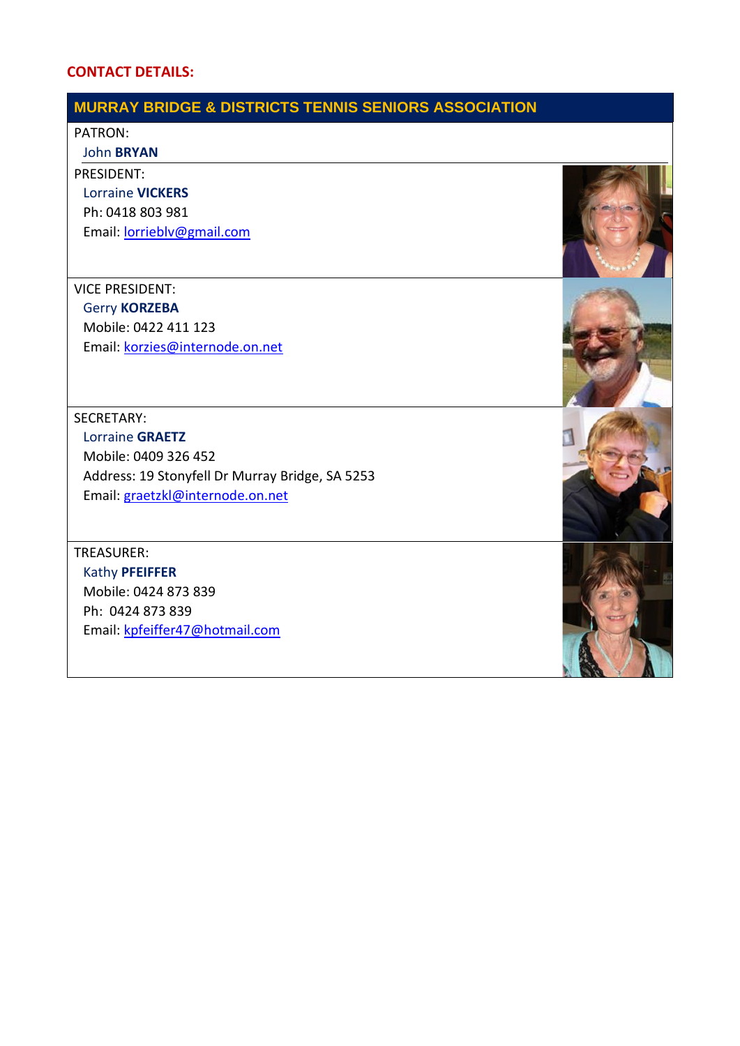**CONTACT DETAILS:**

## MURRAY BRIDGE & DISTRICTS TENNIS SENIORS ASSOCIATION

PATRON:

John **BRYAN**

PRESIDENT:

Lorraine **VICKERS**
Ph: 0418 803 981
Email: lorrieblv@gmail.com

VICE PRESIDENT:

Gerry **KORZEBA**
Mobile: 0422 411 123
Email: korzies@internode.on.net

SECRETARY:

Lorraine **GRAETZ**
Mobile: 0409 326 452
Address: 19 Stonyfell Dr Murray Bridge, SA 5253
Email: graetzkl@internode.on.net

TREASURER:

Kathy **PFEIFFER**
Mobile: 0424 873 839
Ph: 0424 873 839
Email: kpfeiffer47@hotmail.com